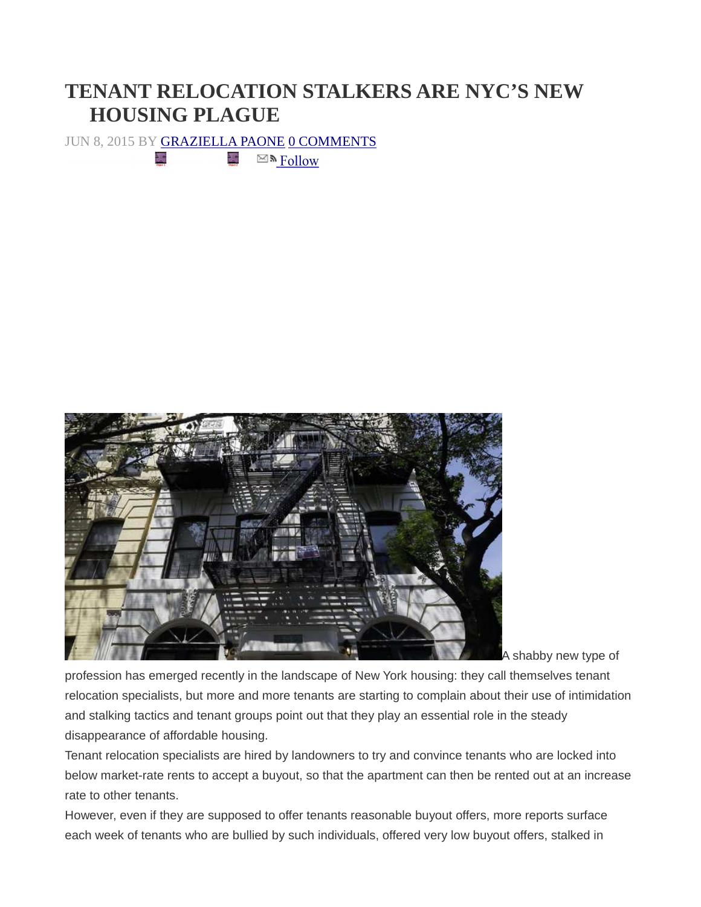# TENANT RELOCATION STALKERS ARE NYC'S NEW HOUSING PLAGUE

JUN 8, 2015 BY GRAZIELLA PAONE 0 COMMENTS

Follow

A shabby new type of profession has emerged recently in the landscape of New York housing: they call themselves tenant relocation specialists, but more and more tenants are starting to complain about their use of intimidation and stalking tactics and tenant groups point out that they play an essential role in the steady disappearance of affordable housing.

Tenant relocation specialists are hired by landowners to try and convince tenants who are locked into below market-rate rents to accept a buyout, so that the apartment can then be rented out at an increase rate to other tenants.

However, even if they are supposed to offer tenants reasonable buyout offers, more reports surface each week of tenants who are bullied by such individuals, offered very low buyout offers, stalked in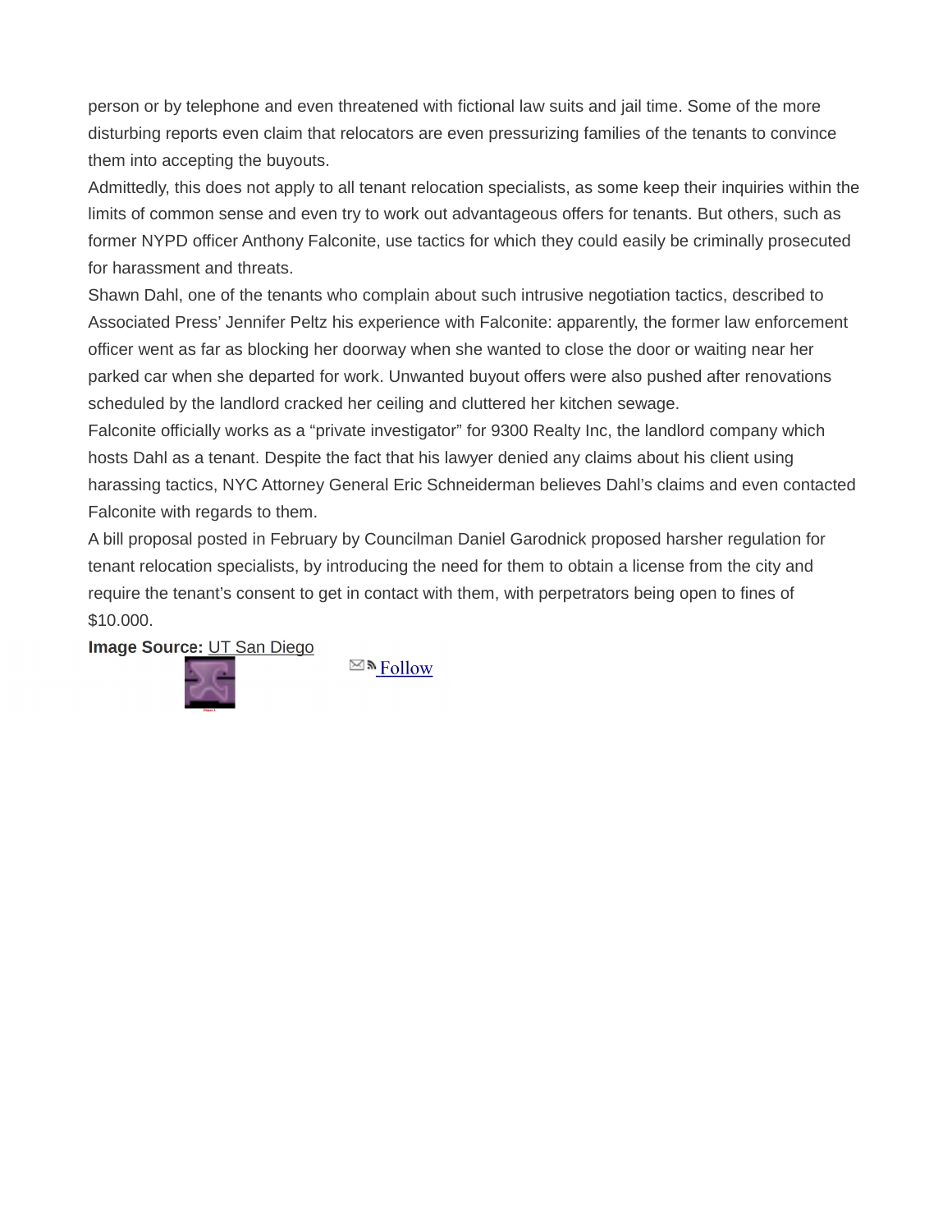person or by telephone and even threatened with fictional law suits and jail time. Some of the more disturbing reports even claim that relocators are even pressurizing families of the tenants to convince them into accepting the buyouts.

Admittedly, this does not apply to all tenant relocation specialists, as some keep their inquiries within the limits of common sense and even try to work out advantageous offers for tenants. But others, such as former NYPD officer Anthony Falconite, use tactics for which they could easily be criminally prosecuted for harassment and threats.

Shawn Dahl, one of the tenants who complain about such intrusive negotiation tactics, described to Associated Press' Jennifer Peltz his experience with Falconite: apparently, the former law enforcement officer went as far as blocking her doorway when she wanted to close the door or waiting near her parked car when she departed for work. Unwanted buyout offers were also pushed after renovations scheduled by the landlord cracked her ceiling and cluttered her kitchen sewage.

Falconite officially works as a "private investigator" for 9300 Realty Inc, the landlord company which hosts Dahl as a tenant. Despite the fact that his lawyer denied any claims about his client using harassing tactics, NYC Attorney General Eric Schneiderman believes Dahl's claims and even contacted Falconite with regards to them.

A bill proposal posted in February by Councilman Daniel Garodnick proposed harsher regulation for tenant relocation specialists, by introducing the need for them to obtain a license from the city and require the tenant's consent to get in contact with them, with perpetrators being open to fines of $10.000.

**Image Source:** UT San Diego

Follow